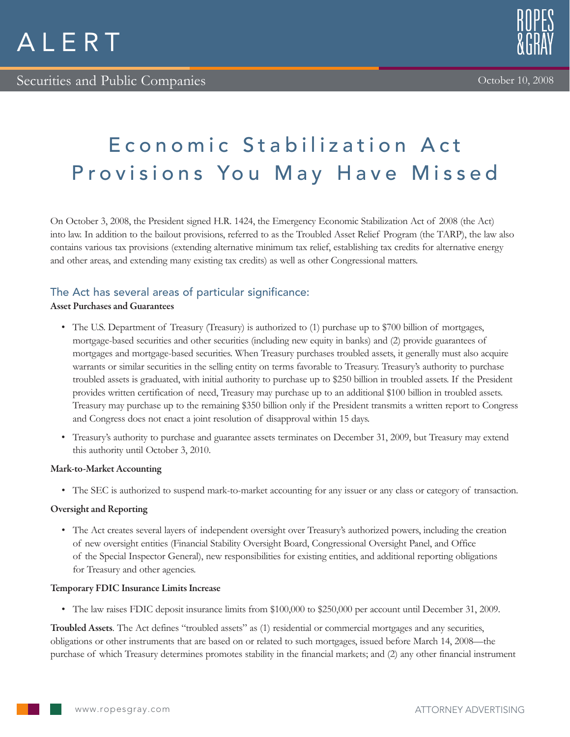# ALERT

Securities and Public Companies

October 10, 2008

# Economic Stabilization Act Provisions You May Have Missed

On October 3, 2008, the President signed H.R. 1424, the Emergency Economic Stabilization Act of 2008 (the Act) into law. In addition to the bailout provisions, referred to as the Troubled Asset Relief Program (the TARP), the law also contains various tax provisions (extending alternative minimum tax relief, establishing tax credits for alternative energy and other areas, and extending many existing tax credits) as well as other Congressional matters.

## The Act has several areas of particular significance:

**Asset Purchases and Guarantees**

- The U.S. Department of Treasury (Treasury) is authorized to (1) purchase up to $700 billion of mortgages, mortgage-based securities and other securities (including new equity in banks) and (2) provide guarantees of mortgages and mortgage-based securities. When Treasury purchases troubled assets, it generally must also acquire warrants or similar securities in the selling entity on terms favorable to Treasury. Treasury's authority to purchase troubled assets is graduated, with initial authority to purchase up to $250 billion in troubled assets. If the President provides written certification of need, Treasury may purchase up to an additional $100 billion in troubled assets. Treasury may purchase up to the remaining $350 billion only if the President transmits a written report to Congress and Congress does not enact a joint resolution of disapproval within 15 days.
- Treasury's authority to purchase and guarantee assets terminates on December 31, 2009, but Treasury may extend this authority until October 3, 2010.

**Mark-to-Market Accounting**

- The SEC is authorized to suspend mark-to-market accounting for any issuer or any class or category of transaction.

**Oversight and Reporting**

- The Act creates several layers of independent oversight over Treasury's authorized powers, including the creation of new oversight entities (Financial Stability Oversight Board, Congressional Oversight Panel, and Office of the Special Inspector General), new responsibilities for existing entities, and additional reporting obligations for Treasury and other agencies.

**Temporary FDIC Insurance Limits Increase**

- The law raises FDIC deposit insurance limits from $100,000 to $250,000 per account until December 31, 2009.

**Troubled Assets**. The Act defines "troubled assets" as (1) residential or commercial mortgages and any securities, obligations or other instruments that are based on or related to such mortgages, issued before March 14, 2008—the purchase of which Treasury determines promotes stability in the financial markets; and (2) any other financial instrument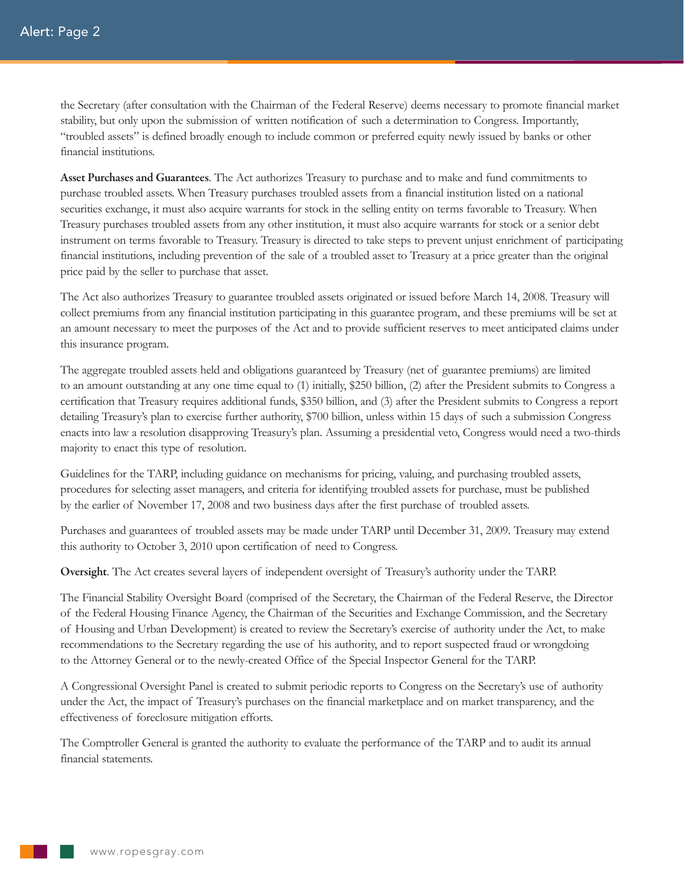the Secretary (after consultation with the Chairman of the Federal Reserve) deems necessary to promote financial market stability, but only upon the submission of written notification of such a determination to Congress. Importantly, "troubled assets" is defined broadly enough to include common or preferred equity newly issued by banks or other financial institutions.

**Asset Purchases and Guarantees**. The Act authorizes Treasury to purchase and to make and fund commitments to purchase troubled assets. When Treasury purchases troubled assets from a financial institution listed on a national securities exchange, it must also acquire warrants for stock in the selling entity on terms favorable to Treasury. When Treasury purchases troubled assets from any other institution, it must also acquire warrants for stock or a senior debt instrument on terms favorable to Treasury. Treasury is directed to take steps to prevent unjust enrichment of participating financial institutions, including prevention of the sale of a troubled asset to Treasury at a price greater than the original price paid by the seller to purchase that asset.

The Act also authorizes Treasury to guarantee troubled assets originated or issued before March 14, 2008. Treasury will collect premiums from any financial institution participating in this guarantee program, and these premiums will be set at an amount necessary to meet the purposes of the Act and to provide sufficient reserves to meet anticipated claims under this insurance program.

The aggregate troubled assets held and obligations guaranteed by Treasury (net of guarantee premiums) are limited to an amount outstanding at any one time equal to (1) initially, $250 billion, (2) after the President submits to Congress a certification that Treasury requires additional funds, $350 billion, and (3) after the President submits to Congress a report detailing Treasury's plan to exercise further authority, $700 billion, unless within 15 days of such a submission Congress enacts into law a resolution disapproving Treasury's plan. Assuming a presidential veto, Congress would need a two-thirds majority to enact this type of resolution.

Guidelines for the TARP, including guidance on mechanisms for pricing, valuing, and purchasing troubled assets, procedures for selecting asset managers, and criteria for identifying troubled assets for purchase, must be published by the earlier of November 17, 2008 and two business days after the first purchase of troubled assets.

Purchases and guarantees of troubled assets may be made under TARP until December 31, 2009. Treasury may extend this authority to October 3, 2010 upon certification of need to Congress.

**Oversight**. The Act creates several layers of independent oversight of Treasury's authority under the TARP.

The Financial Stability Oversight Board (comprised of the Secretary, the Chairman of the Federal Reserve, the Director of the Federal Housing Finance Agency, the Chairman of the Securities and Exchange Commission, and the Secretary of Housing and Urban Development) is created to review the Secretary's exercise of authority under the Act, to make recommendations to the Secretary regarding the use of his authority, and to report suspected fraud or wrongdoing to the Attorney General or to the newly-created Office of the Special Inspector General for the TARP.

A Congressional Oversight Panel is created to submit periodic reports to Congress on the Secretary's use of authority under the Act, the impact of Treasury's purchases on the financial marketplace and on market transparency, and the effectiveness of foreclosure mitigation efforts.

The Comptroller General is granted the authority to evaluate the performance of the TARP and to audit its annual financial statements.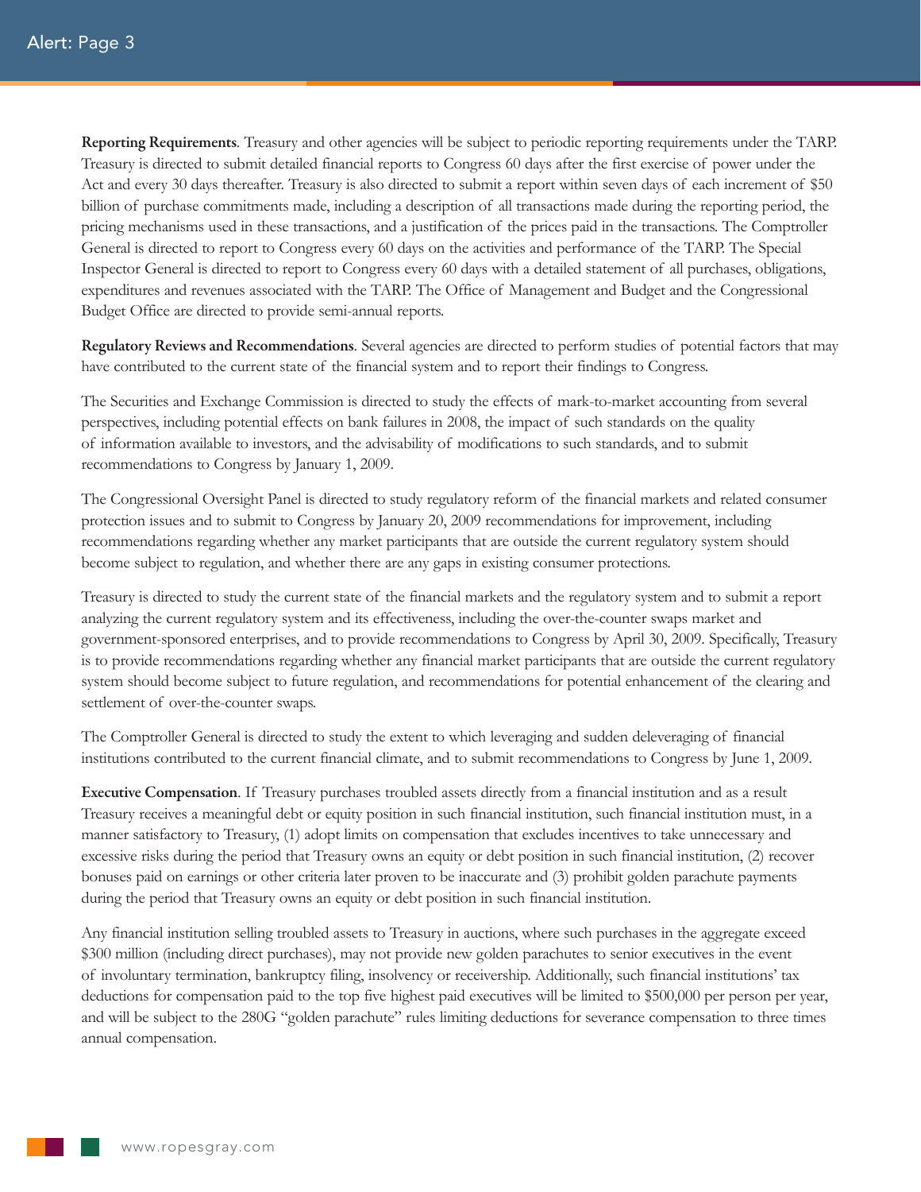**Reporting Requirements**. Treasury and other agencies will be subject to periodic reporting requirements under the TARP. Treasury is directed to submit detailed financial reports to Congress 60 days after the first exercise of power under the Act and every 30 days thereafter. Treasury is also directed to submit a report within seven days of each increment of $50 billion of purchase commitments made, including a description of all transactions made during the reporting period, the pricing mechanisms used in these transactions, and a justification of the prices paid in the transactions. The Comptroller General is directed to report to Congress every 60 days on the activities and performance of the TARP. The Special Inspector General is directed to report to Congress every 60 days with a detailed statement of all purchases, obligations, expenditures and revenues associated with the TARP. The Office of Management and Budget and the Congressional Budget Office are directed to provide semi-annual reports.

**Regulatory Reviews and Recommendations**. Several agencies are directed to perform studies of potential factors that may have contributed to the current state of the financial system and to report their findings to Congress.

The Securities and Exchange Commission is directed to study the effects of mark-to-market accounting from several perspectives, including potential effects on bank failures in 2008, the impact of such standards on the quality of information available to investors, and the advisability of modifications to such standards, and to submit recommendations to Congress by January 1, 2009.

The Congressional Oversight Panel is directed to study regulatory reform of the financial markets and related consumer protection issues and to submit to Congress by January 20, 2009 recommendations for improvement, including recommendations regarding whether any market participants that are outside the current regulatory system should become subject to regulation, and whether there are any gaps in existing consumer protections.

Treasury is directed to study the current state of the financial markets and the regulatory system and to submit a report analyzing the current regulatory system and its effectiveness, including the over-the-counter swaps market and government-sponsored enterprises, and to provide recommendations to Congress by April 30, 2009. Specifically, Treasury is to provide recommendations regarding whether any financial market participants that are outside the current regulatory system should become subject to future regulation, and recommendations for potential enhancement of the clearing and settlement of over-the-counter swaps.

The Comptroller General is directed to study the extent to which leveraging and sudden deleveraging of financial institutions contributed to the current financial climate, and to submit recommendations to Congress by June 1, 2009.

**Executive Compensation**. If Treasury purchases troubled assets directly from a financial institution and as a result Treasury receives a meaningful debt or equity position in such financial institution, such financial institution must, in a manner satisfactory to Treasury, (1) adopt limits on compensation that excludes incentives to take unnecessary and excessive risks during the period that Treasury owns an equity or debt position in such financial institution, (2) recover bonuses paid on earnings or other criteria later proven to be inaccurate and (3) prohibit golden parachute payments during the period that Treasury owns an equity or debt position in such financial institution.

Any financial institution selling troubled assets to Treasury in auctions, where such purchases in the aggregate exceed $300 million (including direct purchases), may not provide new golden parachutes to senior executives in the event of involuntary termination, bankruptcy filing, insolvency or receivership. Additionally, such financial institutions' tax deductions for compensation paid to the top five highest paid executives will be limited to $500,000 per person per year, and will be subject to the 280G "golden parachute" rules limiting deductions for severance compensation to three times annual compensation.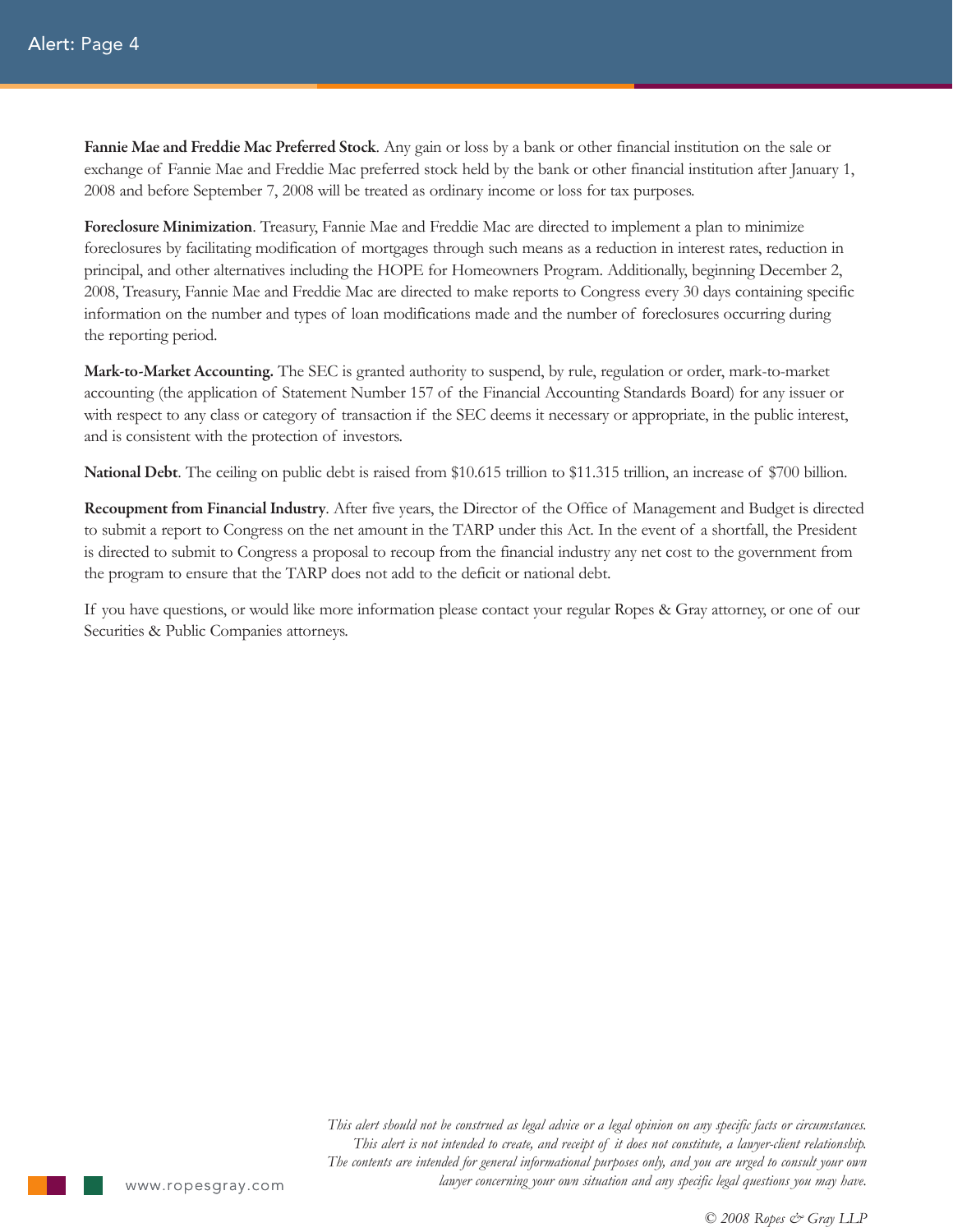**Fannie Mae and Freddie Mac Preferred Stock**. Any gain or loss by a bank or other financial institution on the sale or exchange of Fannie Mae and Freddie Mac preferred stock held by the bank or other financial institution after January 1, 2008 and before September 7, 2008 will be treated as ordinary income or loss for tax purposes.

**Foreclosure Minimization**. Treasury, Fannie Mae and Freddie Mac are directed to implement a plan to minimize foreclosures by facilitating modification of mortgages through such means as a reduction in interest rates, reduction in principal, and other alternatives including the HOPE for Homeowners Program. Additionally, beginning December 2, 2008, Treasury, Fannie Mae and Freddie Mac are directed to make reports to Congress every 30 days containing specific information on the number and types of loan modifications made and the number of foreclosures occurring during the reporting period.

**Mark-to-Market Accounting.** The SEC is granted authority to suspend, by rule, regulation or order, mark-to-market accounting (the application of Statement Number 157 of the Financial Accounting Standards Board) for any issuer or with respect to any class or category of transaction if the SEC deems it necessary or appropriate, in the public interest, and is consistent with the protection of investors.

**National Debt**. The ceiling on public debt is raised from $10.615 trillion to $11.315 trillion, an increase of $700 billion.

**Recoupment from Financial Industry**. After five years, the Director of the Office of Management and Budget is directed to submit a report to Congress on the net amount in the TARP under this Act. In the event of a shortfall, the President is directed to submit to Congress a proposal to recoup from the financial industry any net cost to the government from the program to ensure that the TARP does not add to the deficit or national debt.

If you have questions, or would like more information please contact your regular Ropes & Gray attorney, or one of our Securities & Public Companies attorneys.

*This alert should not be construed as legal advice or a legal opinion on any specific facts or circumstances. This alert is not intended to create, and receipt of it does not constitute, a lawyer-client relationship. The contents are intended for general informational purposes only, and you are urged to consult your own lawyer concerning your own situation and any specific legal questions you may have.*

www.ropesgray.com

*© 2008 Ropes & Gray LLP*